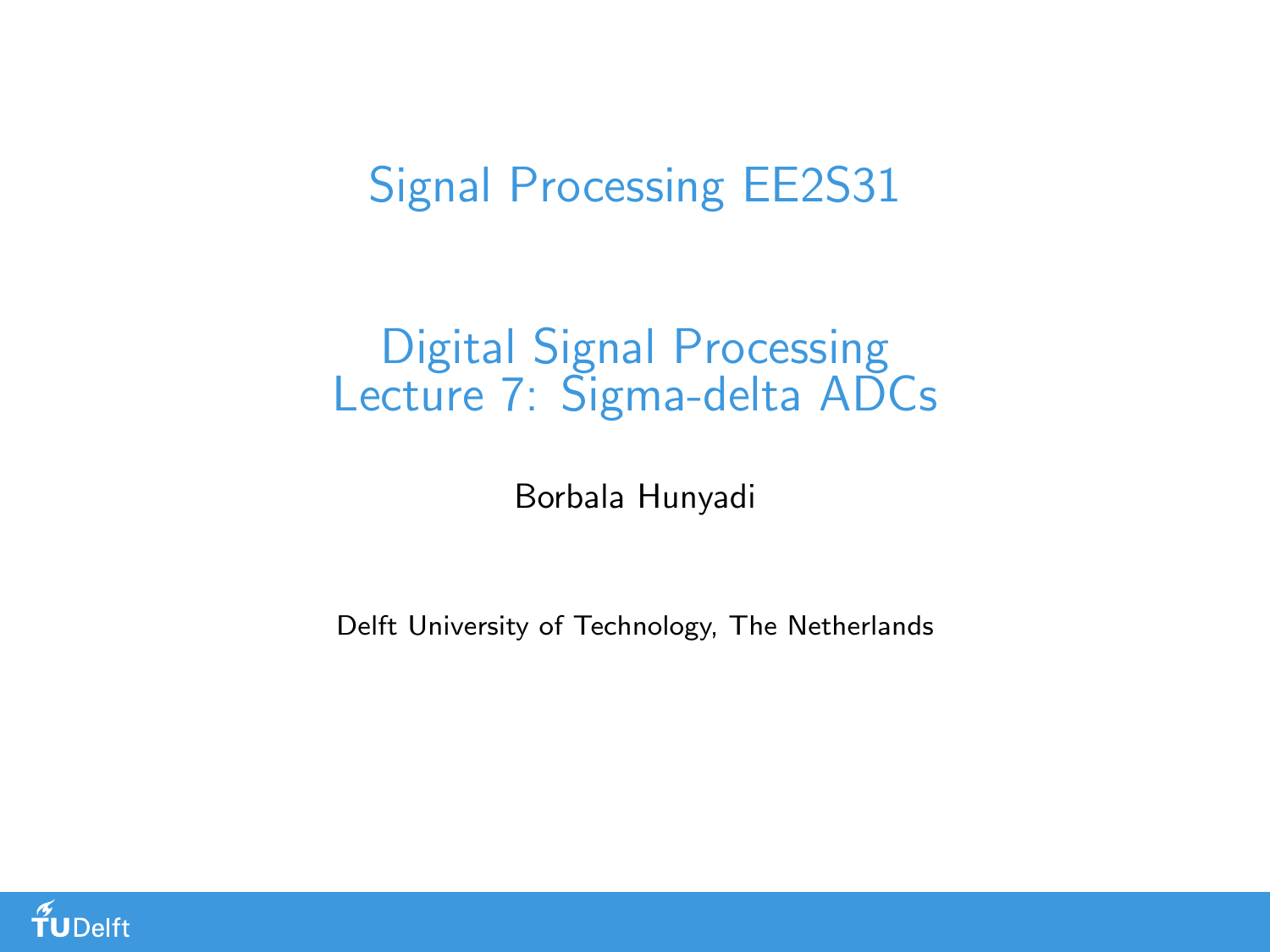# Signal Processing EE2S31

## Digital Signal Processing
## Lecture 7: Sigma-delta ADCs

Borbala Hunyadi

Delft University of Technology, The Netherlands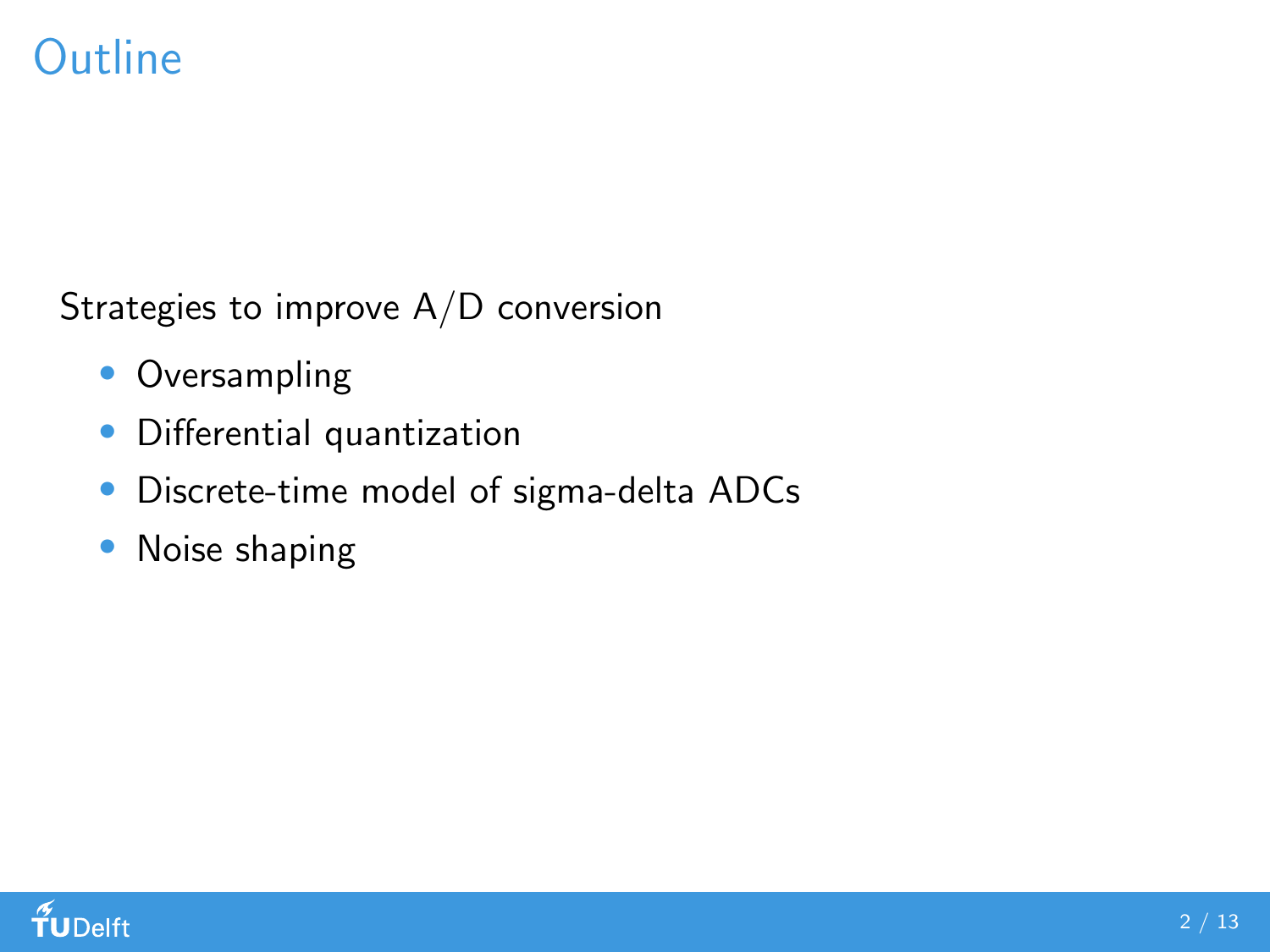# Outline

Strategies to improve A/D conversion

- Oversampling
- Differential quantization
- Discrete-time model of sigma-delta ADCs
- Noise shaping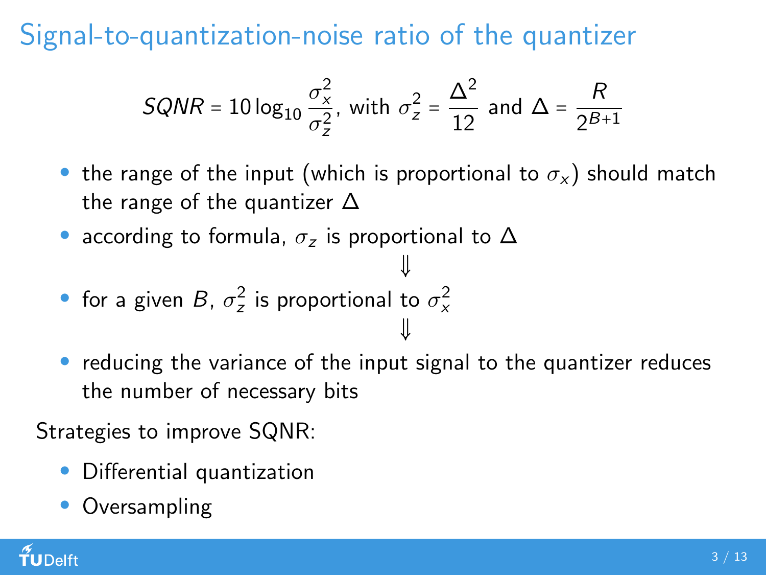# Signal-to-quantization-noise ratio of the quantizer

$$SQNR = 10\log_{10}\frac{\sigma_x^2}{\sigma_z^2}, \text{ with } \sigma_z^2 = \frac{\Delta^2}{12} \text{ and } \Delta = \frac{R}{2^{B+1}}$$

- the range of the input (which is proportional to $\sigma_x$) should match the range of the quantizer $\Delta$
- according to formula, $\sigma_z$ is proportional to $\Delta$

$$\Downarrow$$

- for a given $B$, $\sigma_z^2$ is proportional to $\sigma_x^2$

$$\Downarrow$$

- reducing the variance of the input signal to the quantizer reduces the number of necessary bits

Strategies to improve SQNR:

- Differential quantization
- Oversampling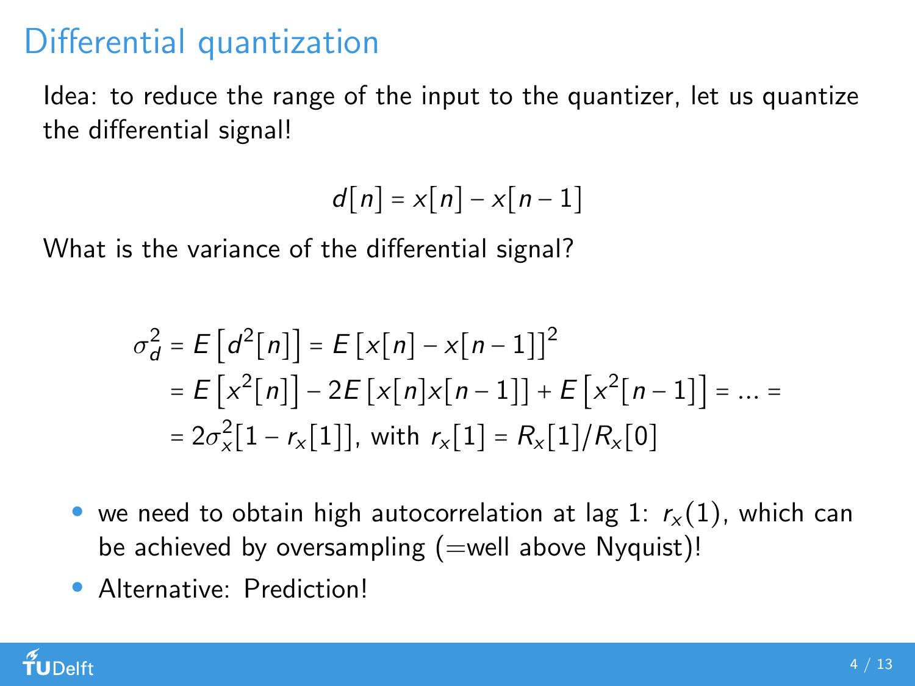# Differential quantization

Idea: to reduce the range of the input to the quantizer, let us quantize the differential signal!

$$d[n] = x[n] - x[n-1]$$

What is the variance of the differential signal?

$$
\begin{aligned}
\sigma_d^2 &= E\left[d^2[n]\right] = E\left[x[n] - x[n-1]\right]^2 \\
&= E\left[x^2[n]\right] - 2E\left[x[n]x[n-1]\right] + E\left[x^2[n-1]\right] = \ldots = \\
&= 2\sigma_x^2[1 - r_x[1]], \text{ with } r_x[1] = R_x[1]/R_x[0]
\end{aligned}
$$

- we need to obtain high autocorrelation at lag 1: $r_x(1)$, which can be achieved by oversampling (=well above Nyquist)!
- Alternative: Prediction!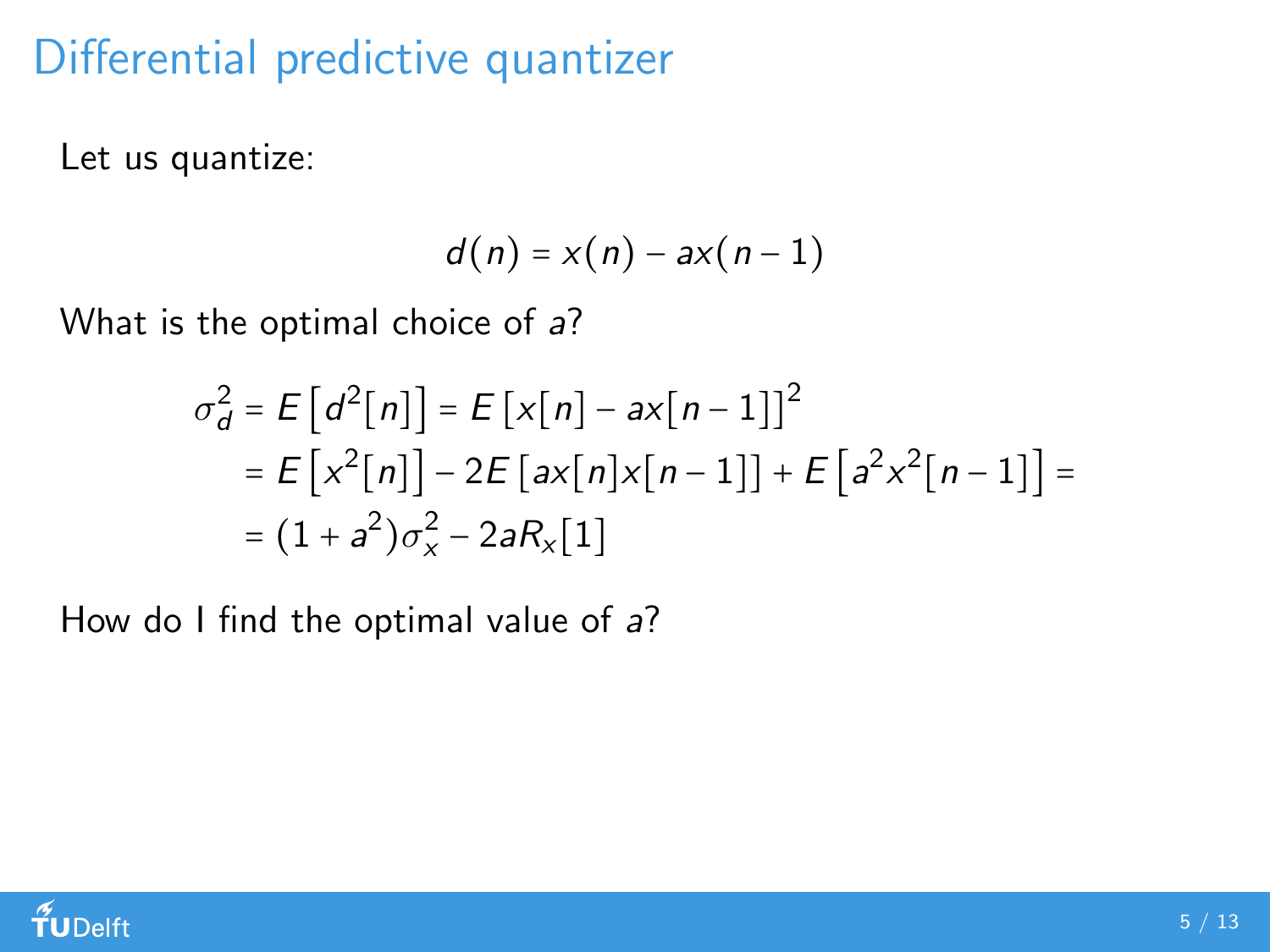# Differential predictive quantizer

Let us quantize:

$$d(n) = x(n) - ax(n-1)$$

What is the optimal choice of $a$?

$$\begin{aligned}
\sigma_d^2 = E\left[d^2[n]\right] &= E\left[x[n] - ax[n-1]\right]^2 \\
&= E\left[x^2[n]\right] - 2E\left[ax[n]x[n-1]\right] + E\left[a^2x^2[n-1]\right] = \\
&= (1+a^2)\sigma_x^2 - 2aR_x[1]
\end{aligned}$$

How do I find the optimal value of $a$?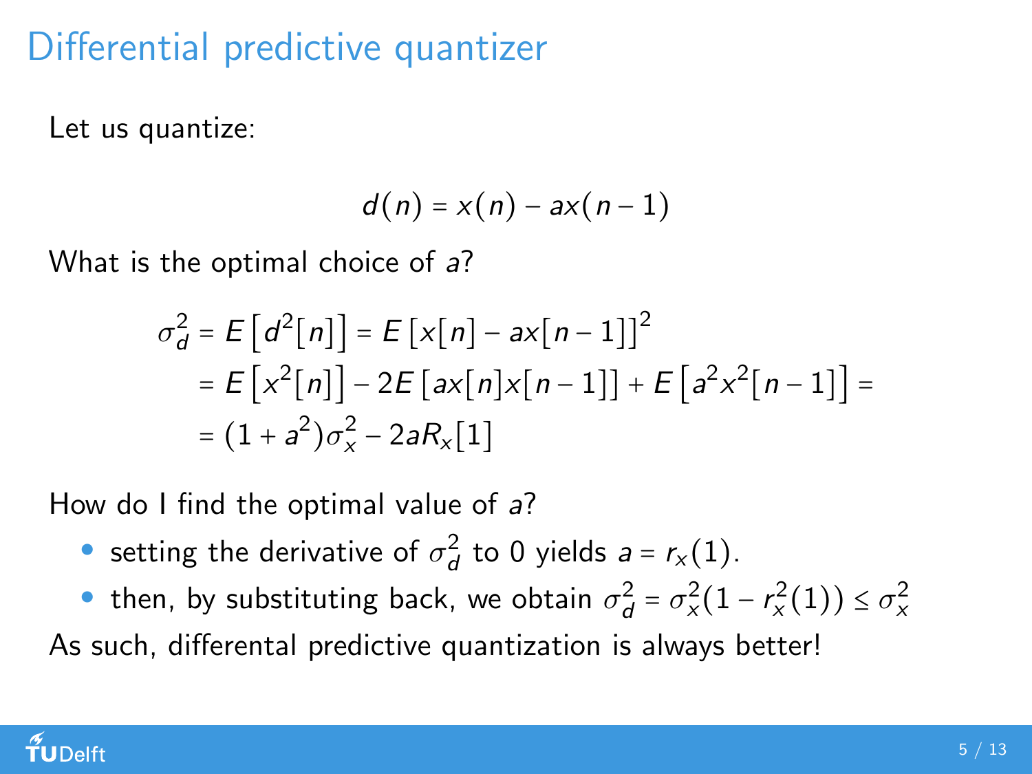# Differential predictive quantizer

Let us quantize:

$$d(n) = x(n) - ax(n-1)$$

What is the optimal choice of $a$?

$$\begin{aligned}
\sigma_d^2 = E\left[d^2[n]\right] &= E\left[x[n] - ax[n-1]\right]^2 \\
&= E\left[x^2[n]\right] - 2E\left[ax[n]x[n-1]\right] + E\left[a^2x^2[n-1]\right] = \\
&= (1+a^2)\sigma_x^2 - 2aR_x[1]
\end{aligned}$$

How do I find the optimal value of $a$?

- setting the derivative of $\sigma_d^2$ to 0 yields $a = r_x(1)$.
- then, by substituting back, we obtain $\sigma_d^2 = \sigma_x^2(1 - r_x^2(1)) \leq \sigma_x^2$

As such, differental predictive quantization is always better!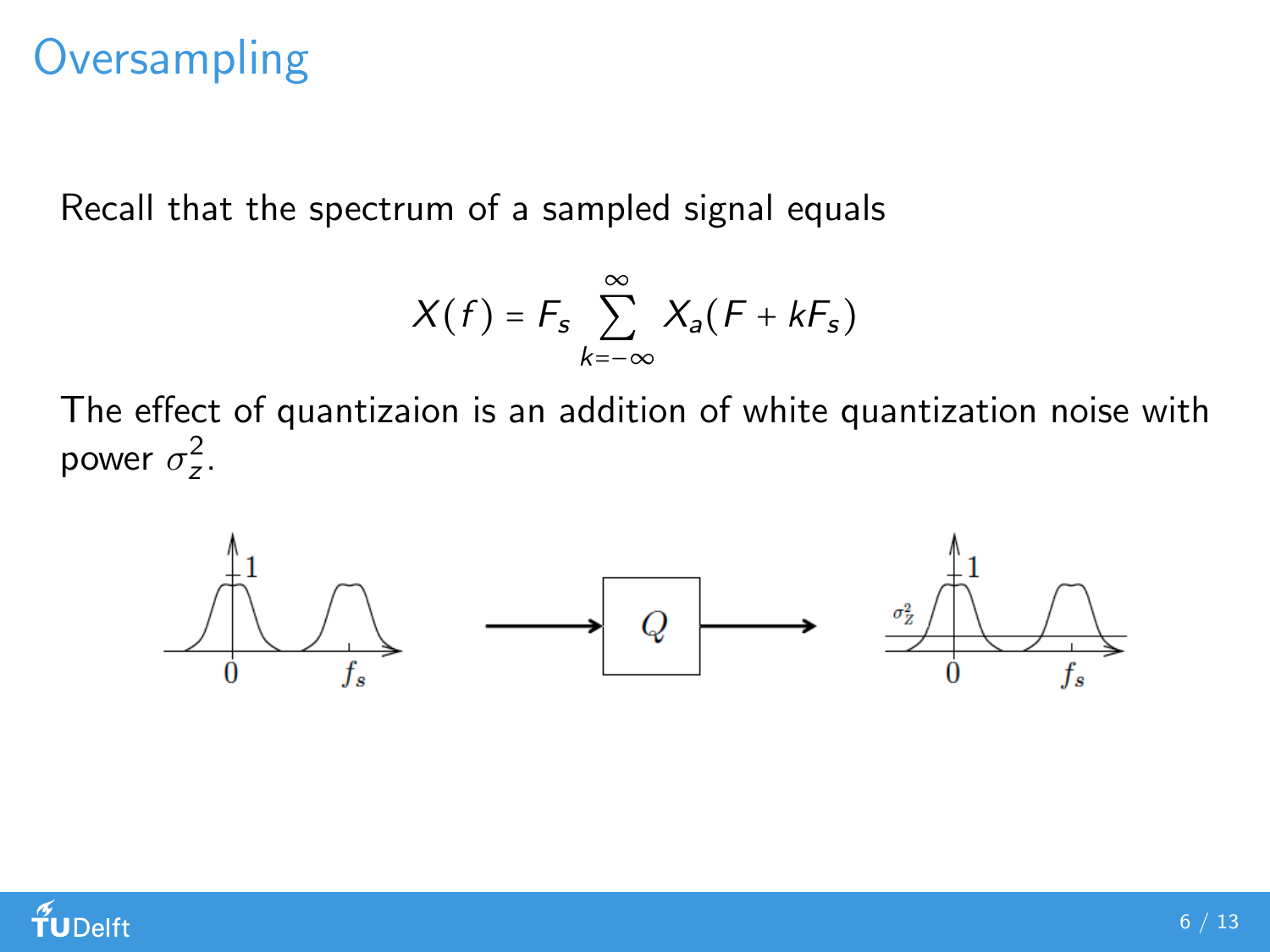# Oversampling

Recall that the spectrum of a sampled signal equals

$$X(f) = F_s \sum_{k=-\infty}^{\infty} X_a(F + kF_s)$$

The effect of quantizaion is an addition of white quantization noise with power $\sigma_z^2$.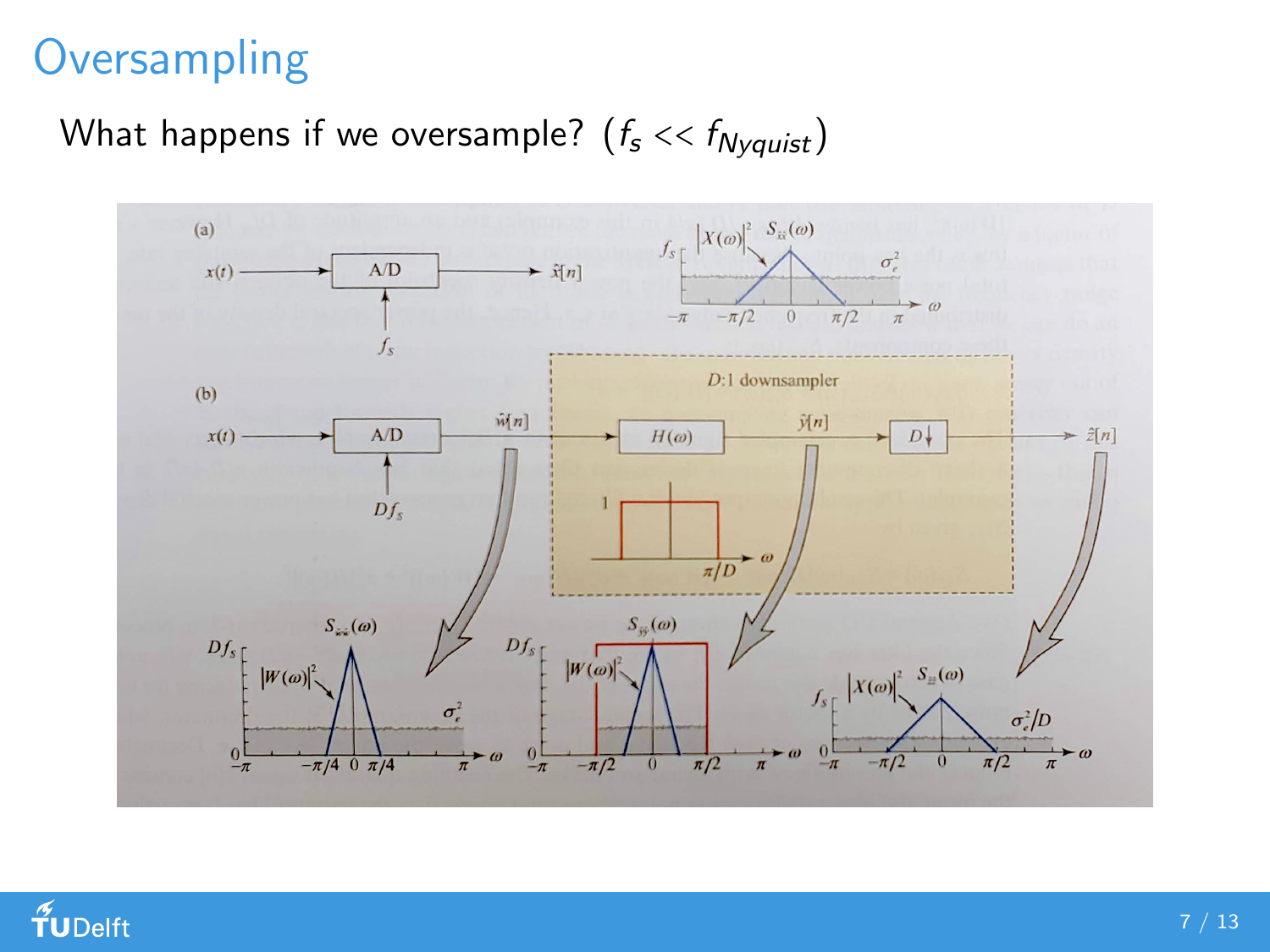# Oversampling

What happens if we oversample? ($f_s << f_{Nyquist}$)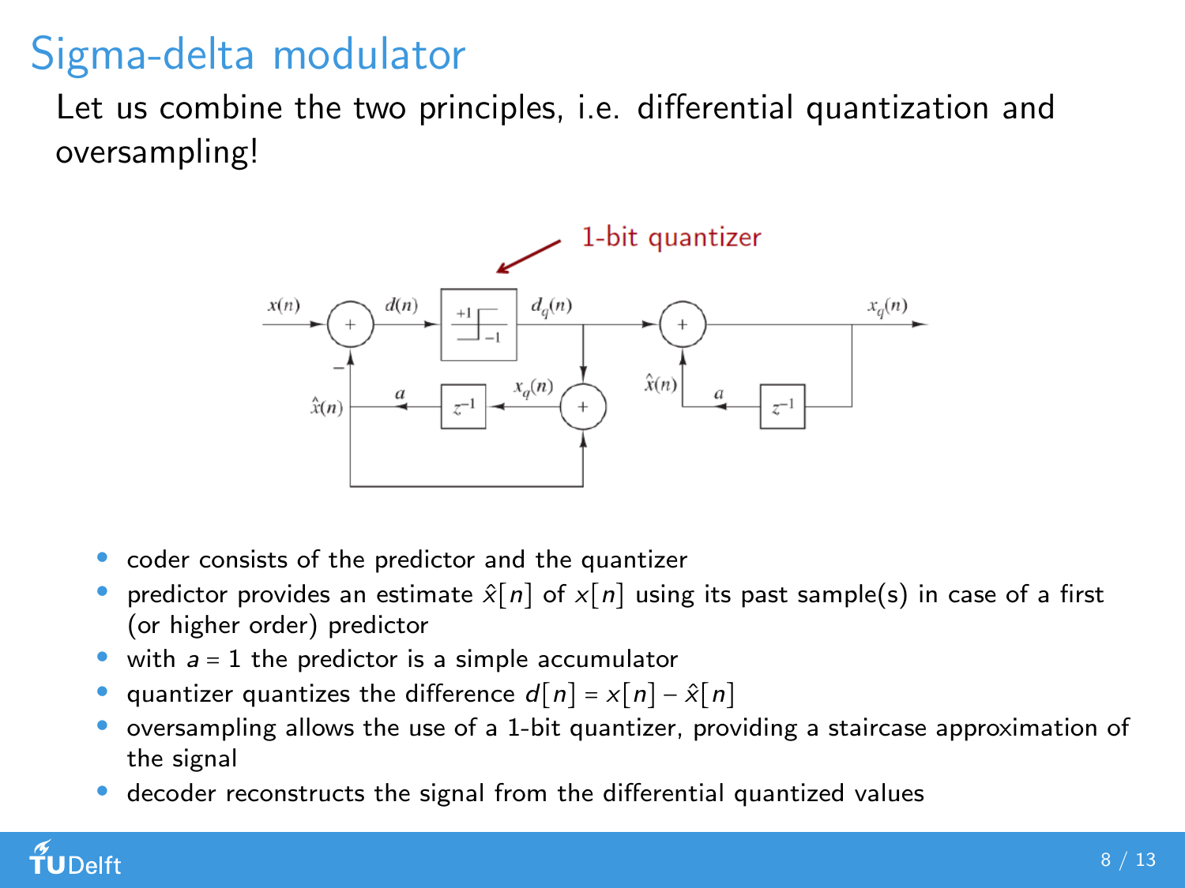# Sigma-delta modulator

Let us combine the two principles, i.e. differential quantization and oversampling!

- coder consists of the predictor and the quantizer
- predictor provides an estimate $\hat{x}[n]$ of $x[n]$ using its past sample(s) in case of a first (or higher order) predictor
- with $a = 1$ the predictor is a simple accumulator
- quantizer quantizes the difference $d[n] = x[n] - \hat{x}[n]$
- oversampling allows the use of a 1-bit quantizer, providing a staircase approximation of the signal
- decoder reconstructs the signal from the differential quantized values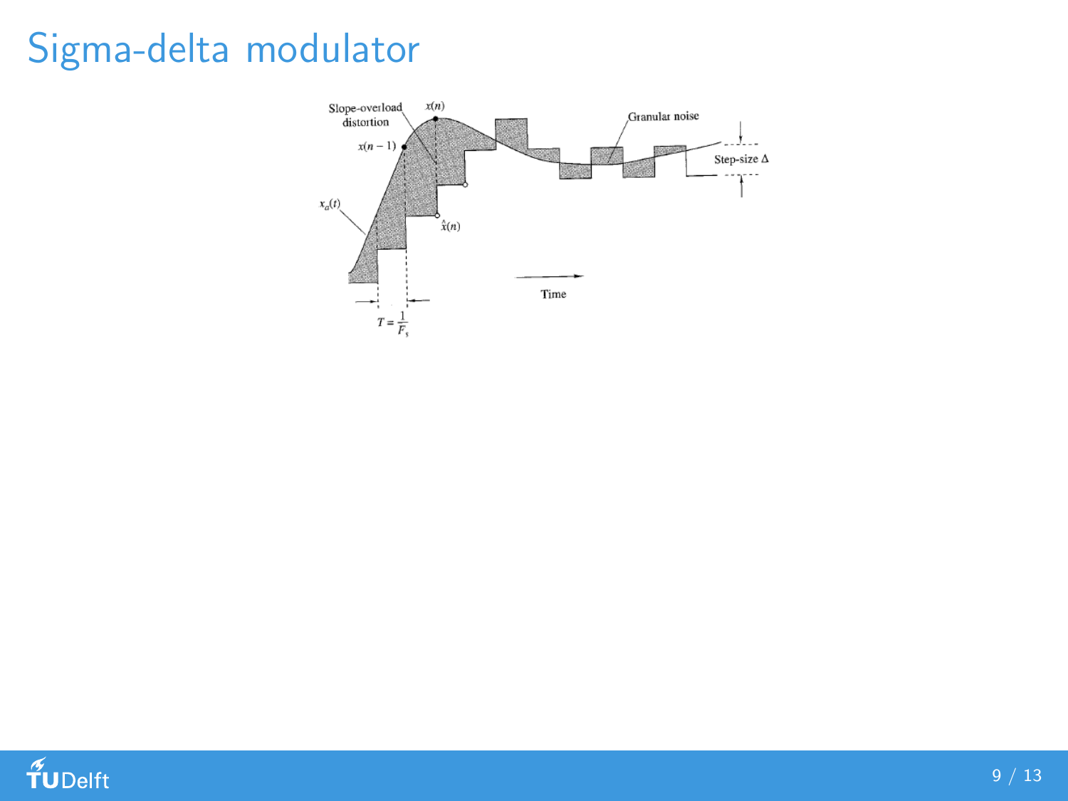# Sigma-delta modulator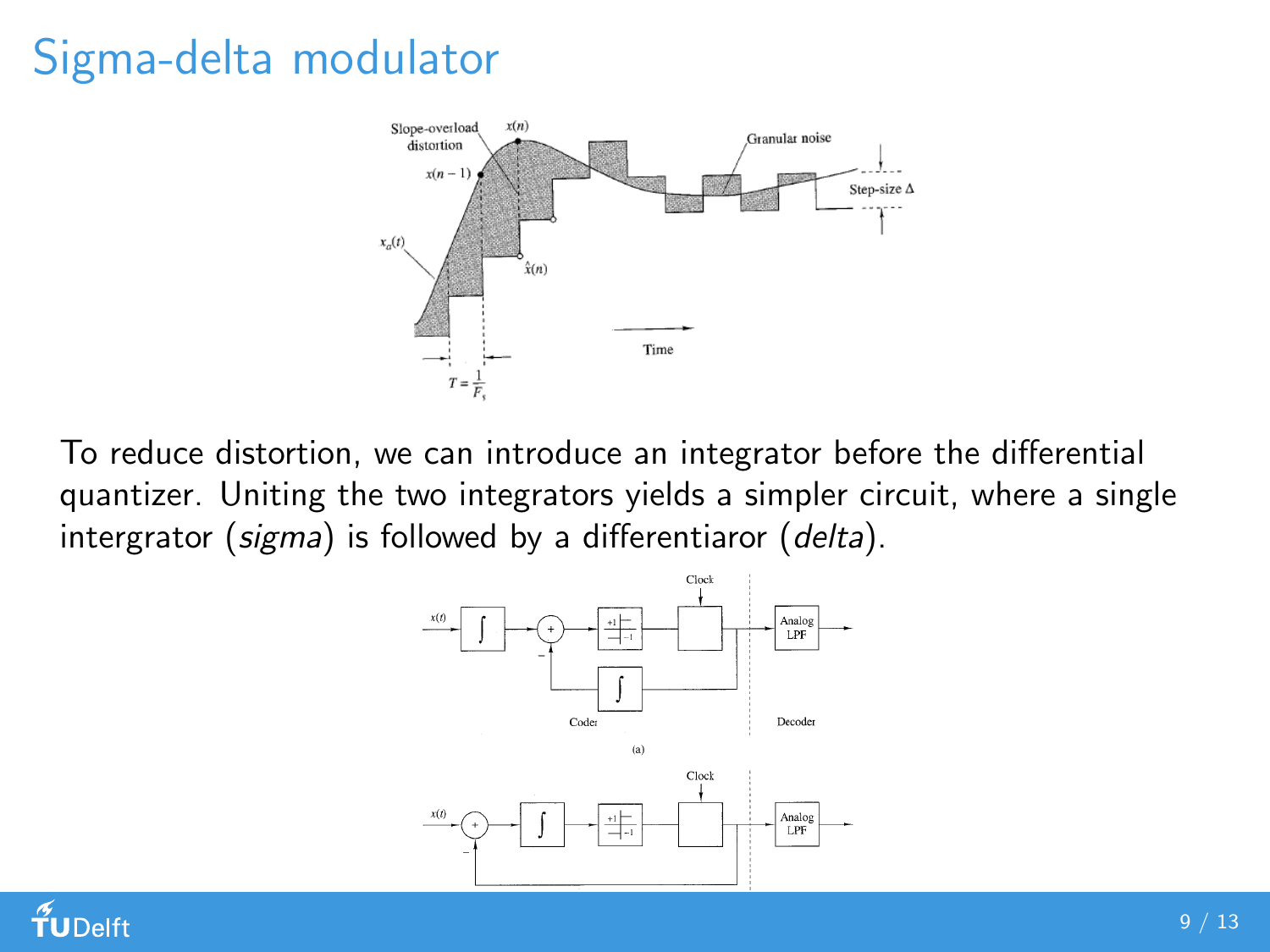# Sigma-delta modulator

To reduce distortion, we can introduce an integrator before the differential quantizer. Uniting the two integrators yields a simpler circuit, where a single intergrator (*sigma*) is followed by a differentiaror (*delta*).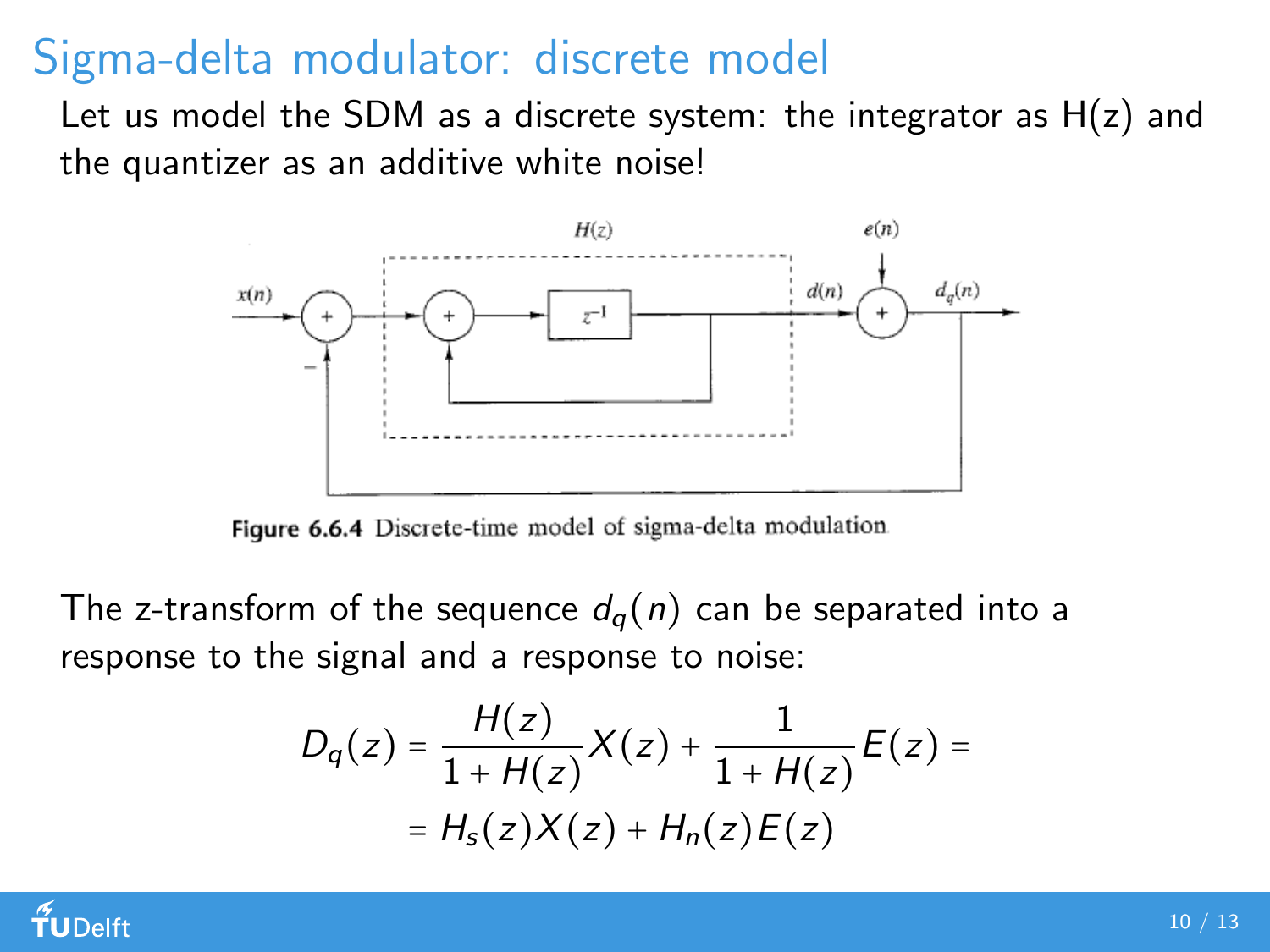# Sigma-delta modulator: discrete model

Let us model the SDM as a discrete system: the integrator as H(z) and the quantizer as an additive white noise!

Figure 6.6.4 Discrete-time model of sigma-delta modulation

The z-transform of the sequence $d_q(n)$ can be separated into a response to the signal and a response to noise:

$$D_q(z) = \frac{H(z)}{1 + H(z)} X(z) + \frac{1}{1 + H(z)} E(z) =$$

$$= H_s(z) X(z) + H_n(z) E(z)$$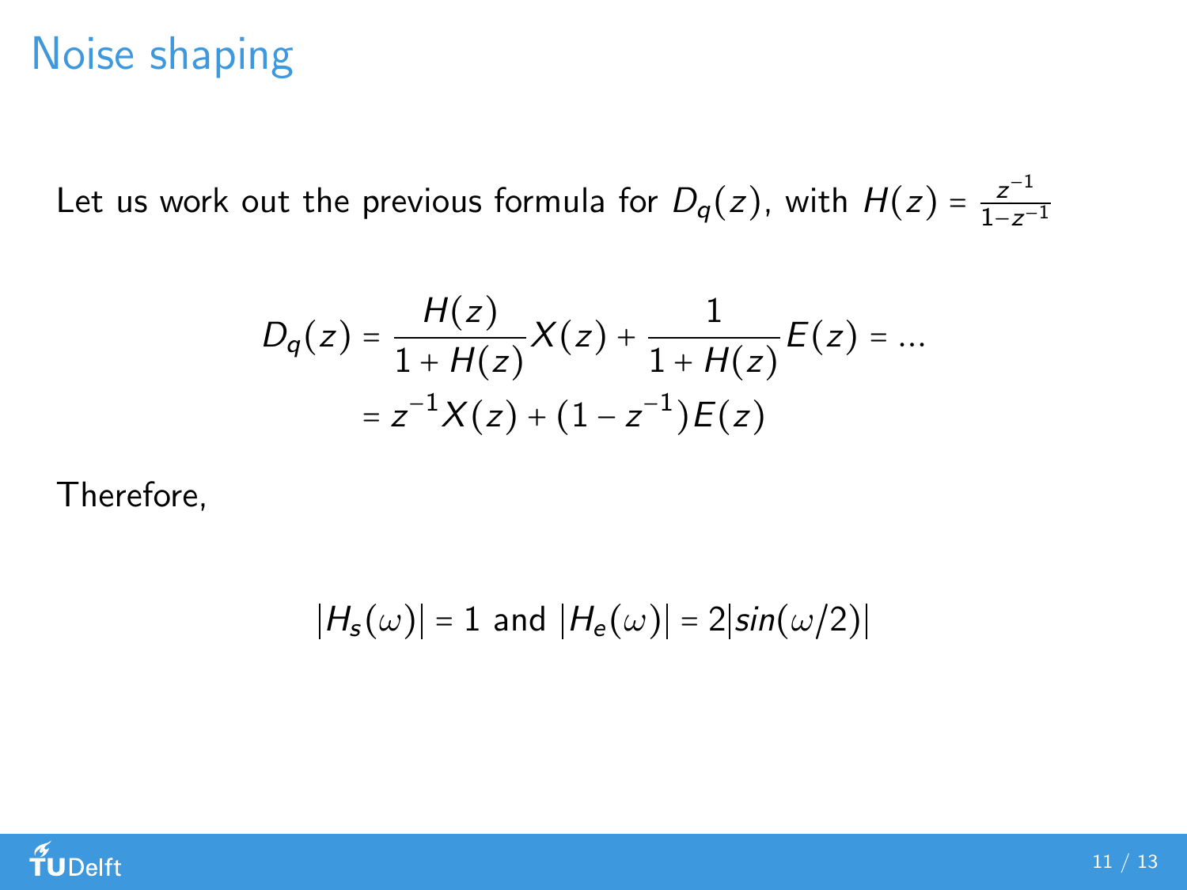# Noise shaping

Let us work out the previous formula for $D_q(z)$, with $H(z) = \frac{z^{-1}}{1-z^{-1}}$

$$D_q(z) = \frac{H(z)}{1+H(z)}X(z) + \frac{1}{1+H(z)}E(z) = \ldots$$
$$= z^{-1}X(z) + (1-z^{-1})E(z)$$

Therefore,

$$|H_s(\omega)| = 1 \text{ and } |H_e(\omega)| = 2|sin(\omega/2)|$$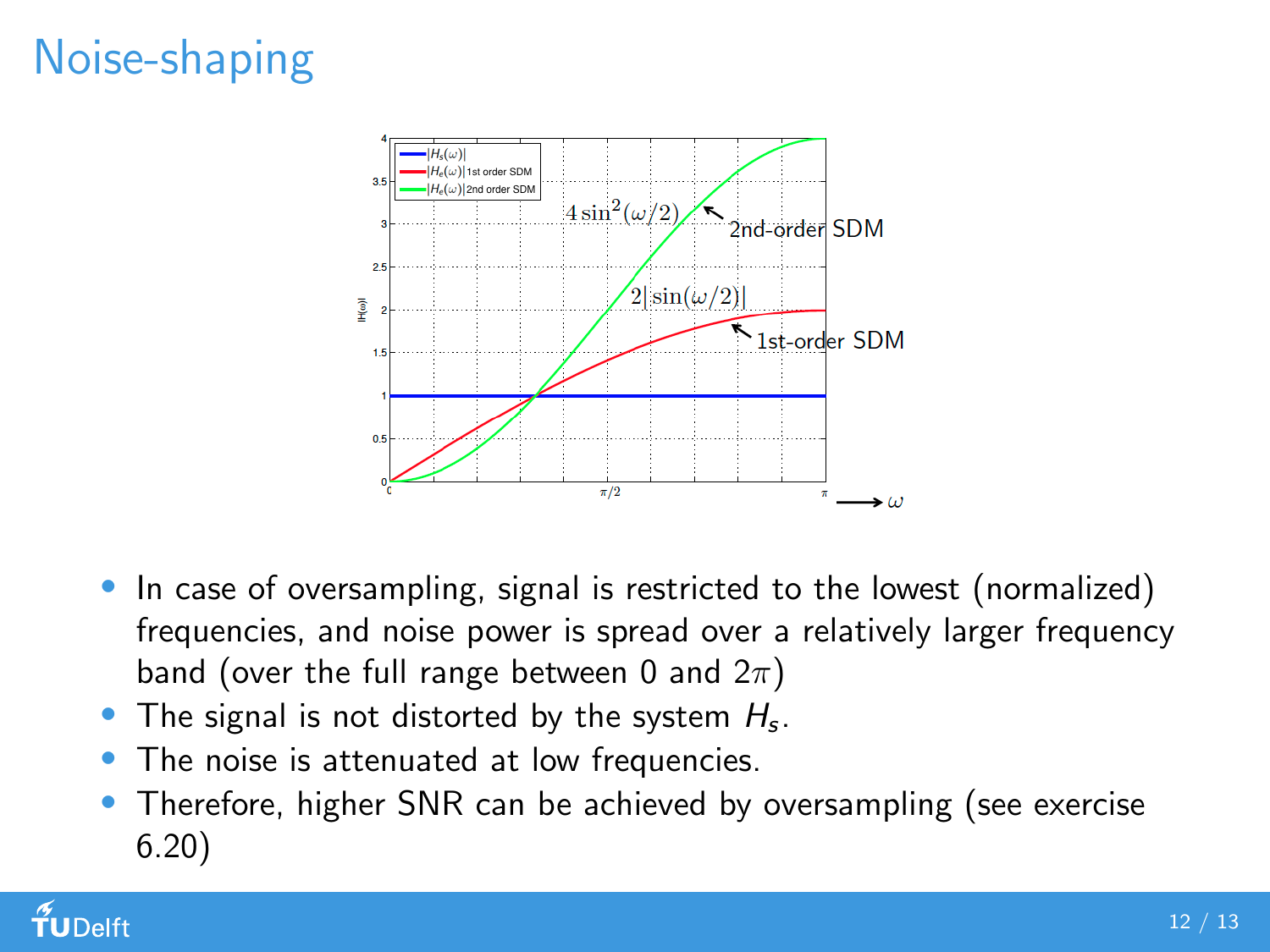# Noise-shaping

- In case of oversampling, signal is restricted to the lowest (normalized) frequencies, and noise power is spread over a relatively larger frequency band (over the full range between 0 and $2\pi$)
- The signal is not distorted by the system $H_s$.
- The noise is attenuated at low frequencies.
- Therefore, higher SNR can be achieved by oversampling (see exercise 6.20)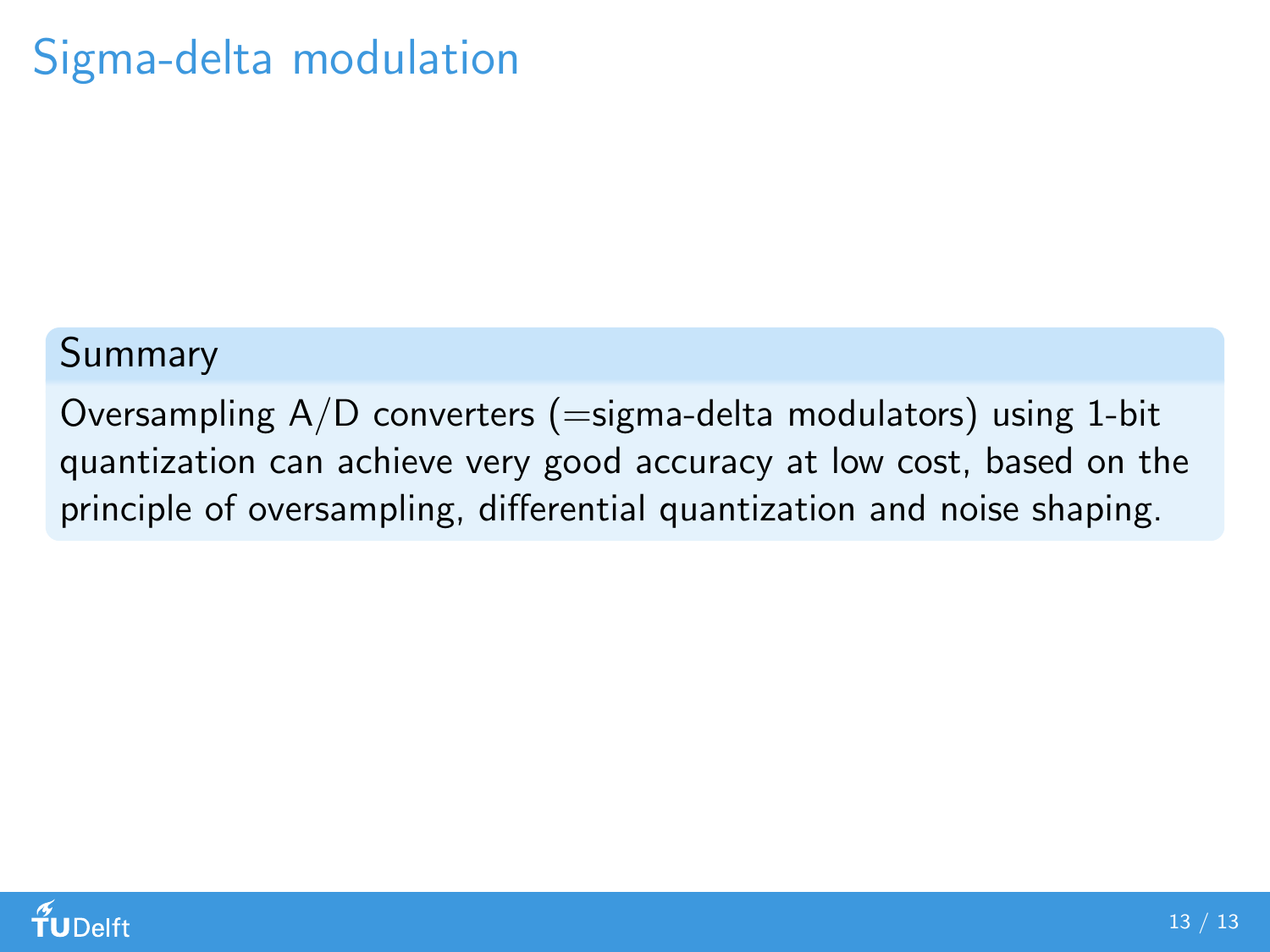# Sigma-delta modulation

**Summary**

Oversampling A/D converters (=sigma-delta modulators) using 1-bit quantization can achieve very good accuracy at low cost, based on the principle of oversampling, differential quantization and noise shaping.